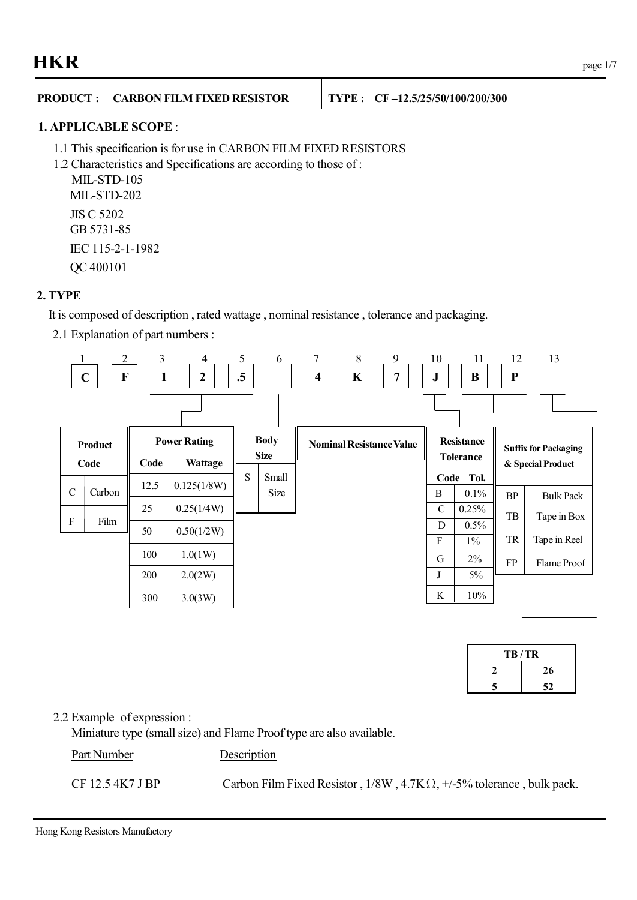**PRODUCT : CARBON FILM FIXED RESISTOR** | **TYPE : CF –12.5/25/50/100/200/300**

## 1. APPLICABLE SCOPE :

1.1 This specification is for use in CARBON FILM FIXED RESISTORS

1.2 Characteristics and Specifications are according to those of :

- MIL-STD-105
- MIL-STD-202
- JIS C 5202
- GB 5731-85
- IEC 115-2-1-1982
- QC 400101

## 2. TYPE

It is composed of description , rated wattage , nominal resistance , tolerance and packaging.

2.1 Explanation of part numbers :

| 1 | 2 | 3 | 4 | 5 | 6 | 7 | 8 | 9 | 10 | 11 | 12 | 13 |
|---|---|---|---|---|---|---|---|---|---|---|---|---|
| C | F | 1 | 2 | .5 | | 4 | K | 7 | J | B | P | |

**Product Code** (positions 1–2)

| Code | |
|---|---|
| C | Carbon |
| F | Film |

**Power Rating** (positions 3–5)

| Code | Wattage |
|---|---|
| 12.5 | 0.125(1/8W) |
| 25 | 0.25(1/4W) |
| 50 | 0.50(1/2W) |
| 100 | 1.0(1W) |
| 200 | 2.0(2W) |
| 300 | 3.0(3W) |

**Body Size** (position 6)

| Code | |
|---|---|
| S | Small Size |

**Nominal Resistance Value** (positions 7–9)

**Resistance Tolerance** (position 10)

| Code | Tol. |
|---|---|
| B | 0.1% |
| C | 0.25% |
| D | 0.5% |
| F | 1% |
| G | 2% |
| J | 5% |
| K | 10% |

**Suffix for Packaging & Special Product** (positions 11–12)

| Code | |
|---|---|
| BP | Bulk Pack |
| TB | Tape in Box |
| TR | Tape in Reel |
| FP | Flame Proof |

(position 13)

| TB / TR | |
|---|---|
| 2 | 26 |
| 5 | 52 |

2.2 Example of expression :

Miniature type (small size) and Flame Proof type are also available.

| Part Number | Description |
|---|---|
| CF 12.5 4K7 J BP | Carbon Film Fixed Resistor , 1/8W , 4.7KΩ, +/-5% tolerance , bulk pack. |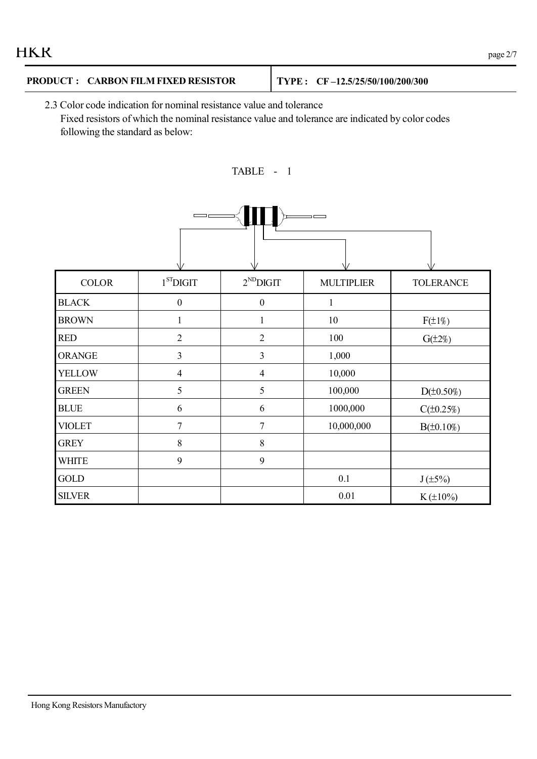**PRODUCT : CARBON FILM FIXED RESISTOR** | **TYPE : CF –12.5/25/50/100/200/300**

2.3 Color code indication for nominal resistance value and tolerance

Fixed resistors of which the nominal resistance value and tolerance are indicated by color codes following the standard as below:

TABLE - 1

| COLOR | 1ST DIGIT | 2ND DIGIT | MULTIPLIER | TOLERANCE |
|---|---|---|---|---|
| BLACK | 0 | 0 | 1 | |
| BROWN | 1 | 1 | 10 | F(±1%) |
| RED | 2 | 2 | 100 | G(±2%) |
| ORANGE | 3 | 3 | 1,000 | |
| YELLOW | 4 | 4 | 10,000 | |
| GREEN | 5 | 5 | 100,000 | D(±0.50%) |
| BLUE | 6 | 6 | 1000,000 | C(±0.25%) |
| VIOLET | 7 | 7 | 10,000,000 | B(±0.10%) |
| GREY | 8 | 8 | | |
| WHITE | 9 | 9 | | |
| GOLD | | | 0.1 | J (±5%) |
| SILVER | | | 0.01 | K (±10%) |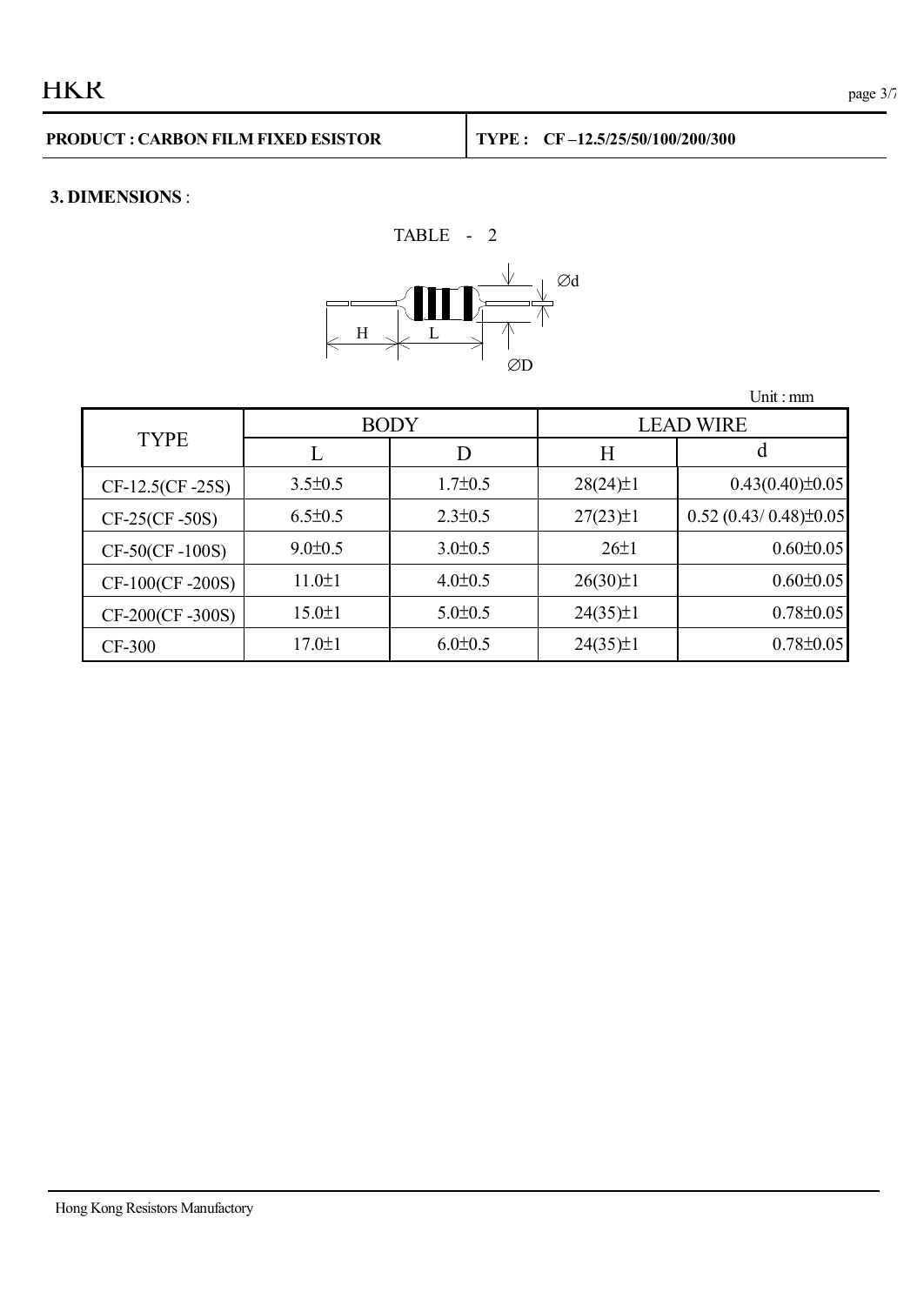**PRODUCT : CARBON FILM FIXED ESISTOR** | **TYPE : CF –12.5/25/50/100/200/300**

**3. DIMENSIONS** :

TABLE - 2

Unit : mm

| TYPE | BODY | | LEAD WIRE | |
|---|---|---|---|---|
| | L | D | H | d |
| CF-12.5(CF -25S) | 3.5±0.5 | 1.7±0.5 | 28(24)±1 | 0.43(0.40)±0.05 |
| CF-25(CF -50S) | 6.5±0.5 | 2.3±0.5 | 27(23)±1 | 0.52 (0.43/ 0.48)±0.05 |
| CF-50(CF -100S) | 9.0±0.5 | 3.0±0.5 | 26±1 | 0.60±0.05 |
| CF-100(CF -200S) | 11.0±1 | 4.0±0.5 | 26(30)±1 | 0.60±0.05 |
| CF-200(CF -300S) | 15.0±1 | 5.0±0.5 | 24(35)±1 | 0.78±0.05 |
| CF-300 | 17.0±1 | 6.0±0.5 | 24(35)±1 | 0.78±0.05 |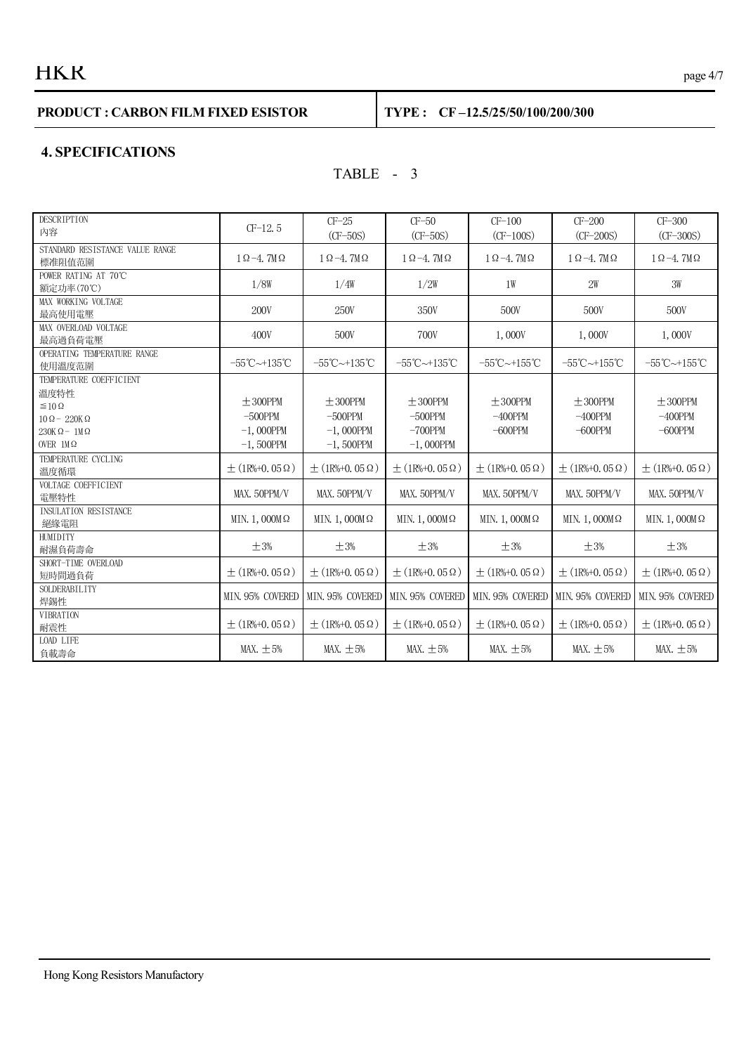**PRODUCT : CARBON FILM FIXED ESISTOR** | **TYPE : CF –12.5/25/50/100/200/300**

## 4. SPECIFICATIONS

TABLE - 3

| DESCRIPTION<br>內容 | CF-12.5 | CF-25<br>(CF-50S) | CF-50<br>(CF-50S) | CF-100<br>(CF-100S) | CF-200<br>(CF-200S) | CF-300<br>(CF-300S) |
|---|---|---|---|---|---|---|
| STANDARD RESISTANCE VALUE RANGE<br>標准阻值范圍 | 1Ω-4.7MΩ | 1Ω-4.7MΩ | 1Ω-4.7MΩ | 1Ω-4.7MΩ | 1Ω-4.7MΩ | 1Ω-4.7MΩ |
| POWER RATING AT 70℃<br>額定功率(70℃) | 1/8W | 1/4W | 1/2W | 1W | 2W | 3W |
| MAX WORKING VOLTAGE<br>最高使用電壓 | 200V | 250V | 350V | 500V | 500V | 500V |
| MAX OVERLOAD VOLTAGE<br>最高過負荷電壓 | 400V | 500V | 700V | 1,000V | 1,000V | 1,000V |
| OPERATING TEMPERATURE RANGE<br>使用溫度范圍 | -55℃~+135℃ | -55℃~+135℃ | -55℃~+135℃ | -55℃~+155℃ | -55℃~+155℃ | -55℃~+155℃ |
| TEMPERATURE COEFFICIENT<br>溫度特性<br>≦10Ω<br>10Ω- 220KΩ<br>230KΩ- 1MΩ<br>OVER 1MΩ | ±300PPM<br>-500PPM<br>-1,000PPM<br>-1,500PPM | ±300PPM<br>-500PPM<br>-1,000PPM<br>-1,500PPM | ±300PPM<br>-500PPM<br>-700PPM<br>-1,000PPM | ±300PPM<br>-400PPM<br>-600PPM | ±300PPM<br>-400PPM<br>-600PPM | ±300PPM<br>-400PPM<br>-600PPM |
| TEMPERATURE CYCLING<br>溫度循環 | ±(1R%+0.05Ω) | ±(1R%+0.05Ω) | ±(1R%+0.05Ω) | ±(1R%+0.05Ω) | ±(1R%+0.05Ω) | ±(1R%+0.05Ω) |
| VOLTAGE COEFFICIENT<br>電壓特性 | MAX.50PPM/V | MAX.50PPM/V | MAX.50PPM/V | MAX.50PPM/V | MAX.50PPM/V | MAX.50PPM/V |
| INSULATION RESISTANCE<br>絕緣電阻 | MIN.1,000MΩ | MIN.1,000MΩ | MIN.1,000MΩ | MIN.1,000MΩ | MIN.1,000MΩ | MIN.1,000MΩ |
| HUMIDITY<br>耐濕負荷壽命 | ±3% | ±3% | ±3% | ±3% | ±3% | ±3% |
| SHORT-TIME OVERLOAD<br>短時間過負荷 | ±(1R%+0.05Ω) | ±(1R%+0.05Ω) | ±(1R%+0.05Ω) | ±(1R%+0.05Ω) | ±(1R%+0.05Ω) | ±(1R%+0.05Ω) |
| SOLDERABILITY<br>焊錫性 | MIN.95% COVERED | MIN.95% COVERED | MIN.95% COVERED | MIN.95% COVERED | MIN.95% COVERED | MIN.95% COVERED |
| VIBRATION<br>耐震性 | ±(1R%+0.05Ω) | ±(1R%+0.05Ω) | ±(1R%+0.05Ω) | ±(1R%+0.05Ω) | ±(1R%+0.05Ω) | ±(1R%+0.05Ω) |
| LOAD LIFE<br>負載壽命 | MAX.±5% | MAX.±5% | MAX.±5% | MAX.±5% | MAX.±5% | MAX.±5% |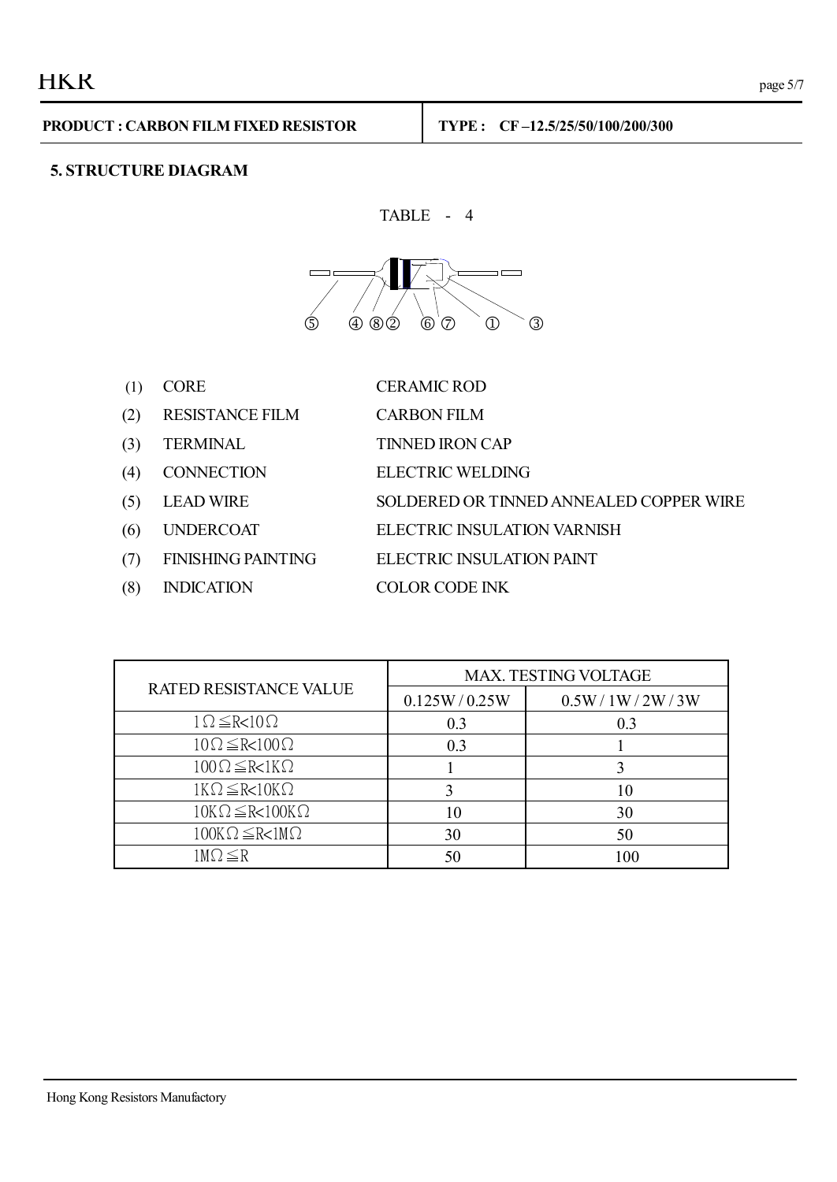**PRODUCT : CARBON FILM FIXED RESISTOR** | **TYPE : CF –12.5/25/50/100/200/300**

## 5. STRUCTURE DIAGRAM

TABLE - 4

⑤ ④ ⑧ ② ⑥ ⑦ ① ③

| | | |
|---|---|---|
| (1) | CORE | CERAMIC ROD |
| (2) | RESISTANCE FILM | CARBON FILM |
| (3) | TERMINAL | TINNED IRON CAP |
| (4) | CONNECTION | ELECTRIC WELDING |
| (5) | LEAD WIRE | SOLDERED OR TINNED ANNEALED COPPER WIRE |
| (6) | UNDERCOAT | ELECTRIC INSULATION VARNISH |
| (7) | FINISHING PAINTING | ELECTRIC INSULATION PAINT |
| (8) | INDICATION | COLOR CODE INK |

| RATED RESISTANCE VALUE | MAX. TESTING VOLTAGE | |
|---|---|---|
| | 0.125W / 0.25W | 0.5W / 1W / 2W / 3W |
| 1Ω≦R<10Ω | 0.3 | 0.3 |
| 10Ω≦R<100Ω | 0.3 | 1 |
| 100Ω≦R<1KΩ | 1 | 3 |
| 1KΩ≦R<10KΩ | 3 | 10 |
| 10KΩ≦R<100KΩ | 10 | 30 |
| 100KΩ≦R<1MΩ | 30 | 50 |
| 1MΩ≦R | 50 | 100 |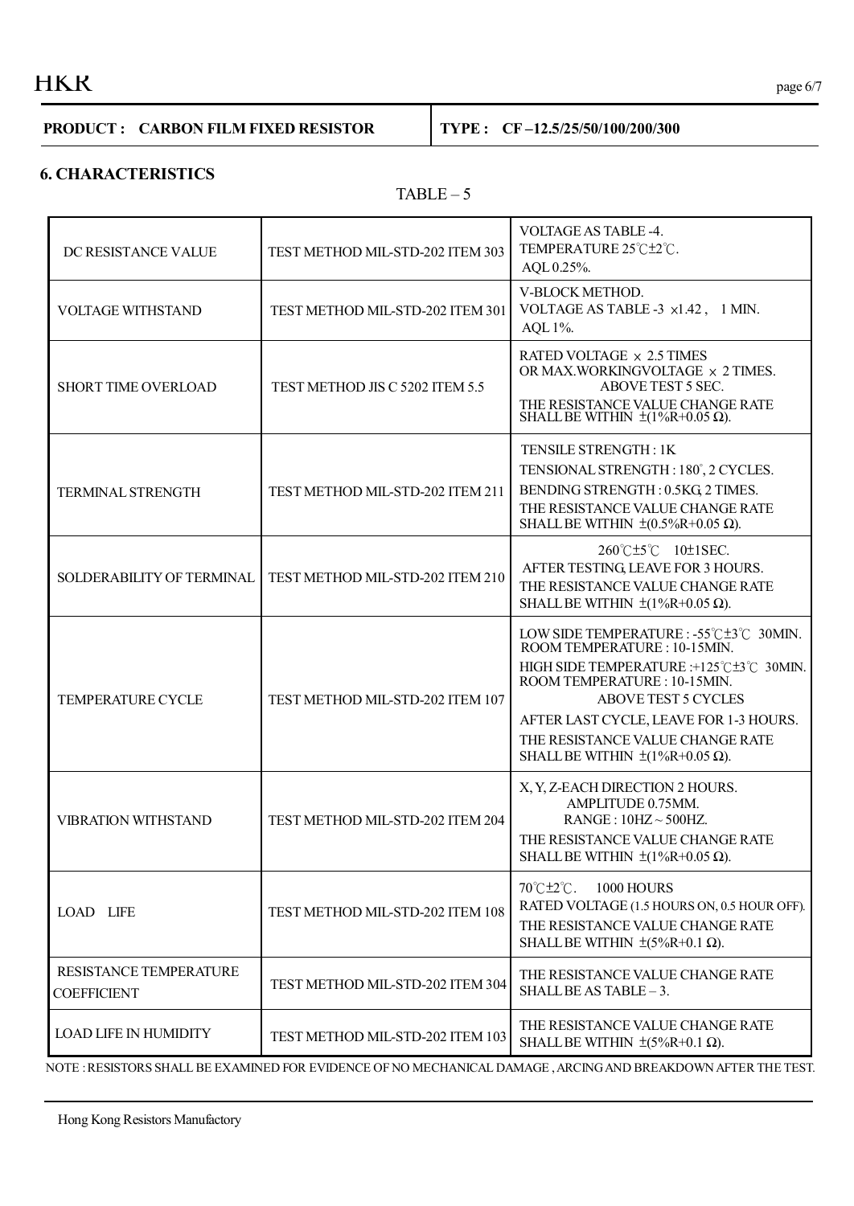**PRODUCT : CARBON FILM FIXED RESISTOR** | **TYPE : CF –12.5/25/50/100/200/300**

## 6. CHARACTERISTICS

TABLE – 5

| | | |
|---|---|---|
| DC RESISTANCE VALUE | TEST METHOD MIL-STD-202 ITEM 303 | VOLTAGE AS TABLE -4.<br>TEMPERATURE 25℃±2℃.<br>AQL 0.25%. |
| VOLTAGE WITHSTAND | TEST METHOD MIL-STD-202 ITEM 301 | V-BLOCK METHOD.<br>VOLTAGE AS TABLE -3 ×1.42 , 1 MIN.<br>AQL 1%. |
| SHORT TIME OVERLOAD | TEST METHOD JIS C 5202 ITEM 5.5 | RATED VOLTAGE × 2.5 TIMES<br>OR MAX.WORKINGVOLTAGE × 2 TIMES.<br>ABOVE TEST 5 SEC.<br>THE RESISTANCE VALUE CHANGE RATE SHALL BE WITHIN ±(1%R+0.05 Ω). |
| TERMINAL STRENGTH | TEST METHOD MIL-STD-202 ITEM 211 | TENSILE STRENGTH : 1K<br>TENSIONAL STRENGTH : 180°, 2 CYCLES.<br>BENDING STRENGTH : 0.5KG, 2 TIMES.<br>THE RESISTANCE VALUE CHANGE RATE SHALL BE WITHIN ±(0.5%R+0.05 Ω). |
| SOLDERABILITY OF TERMINAL | TEST METHOD MIL-STD-202 ITEM 210 | 260℃±5℃ 10±1SEC.<br>AFTER TESTING, LEAVE FOR 3 HOURS.<br>THE RESISTANCE VALUE CHANGE RATE SHALL BE WITHIN ±(1%R+0.05 Ω). |
| TEMPERATURE CYCLE | TEST METHOD MIL-STD-202 ITEM 107 | LOW SIDE TEMPERATURE : -55℃±3℃ 30MIN.<br>ROOM TEMPERATURE : 10-15MIN.<br>HIGH SIDE TEMPERATURE :+125℃±3℃ 30MIN.<br>ROOM TEMPERATURE : 10-15MIN.<br>ABOVE TEST 5 CYCLES<br>AFTER LAST CYCLE, LEAVE FOR 1-3 HOURS.<br>THE RESISTANCE VALUE CHANGE RATE SHALL BE WITHIN ±(1%R+0.05 Ω). |
| VIBRATION WITHSTAND | TEST METHOD MIL-STD-202 ITEM 204 | X, Y, Z-EACH DIRECTION 2 HOURS.<br>AMPLITUDE 0.75MM.<br>RANGE : 10HZ ~ 500HZ.<br>THE RESISTANCE VALUE CHANGE RATE SHALL BE WITHIN ±(1%R+0.05 Ω). |
| LOAD LIFE | TEST METHOD MIL-STD-202 ITEM 108 | 70℃±2℃. 1000 HOURS<br>RATED VOLTAGE (1.5 HOURS ON, 0.5 HOUR OFF).<br>THE RESISTANCE VALUE CHANGE RATE SHALL BE WITHIN ±(5%R+0.1 Ω). |
| RESISTANCE TEMPERATURE COEFFICIENT | TEST METHOD MIL-STD-202 ITEM 304 | THE RESISTANCE VALUE CHANGE RATE SHALL BE AS TABLE – 3. |
| LOAD LIFE IN HUMIDITY | TEST METHOD MIL-STD-202 ITEM 103 | THE RESISTANCE VALUE CHANGE RATE SHALL BE WITHIN ±(5%R+0.1 Ω). |

NOTE : RESISTORS SHALL BE EXAMINED FOR EVIDENCE OF NO MECHANICAL DAMAGE , ARCING AND BREAKDOWN AFTER THE TEST.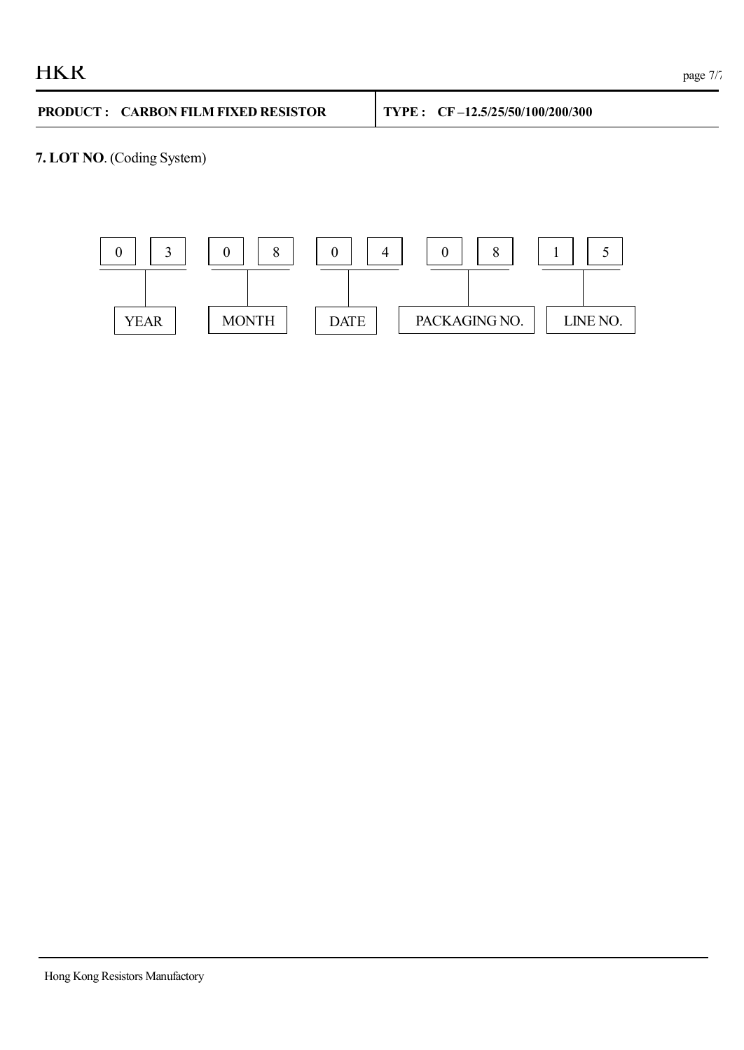**7. LOT NO**. (Coding System)

| 0 | 3 | 0 | 8 | 0 | 4 | 0 | 8 | 1 | 5 |
|---|---|---|---|---|---|---|---|---|---|
| YEAR | | MONTH | | DATE | | PACKAGING NO. | | LINE NO. | |